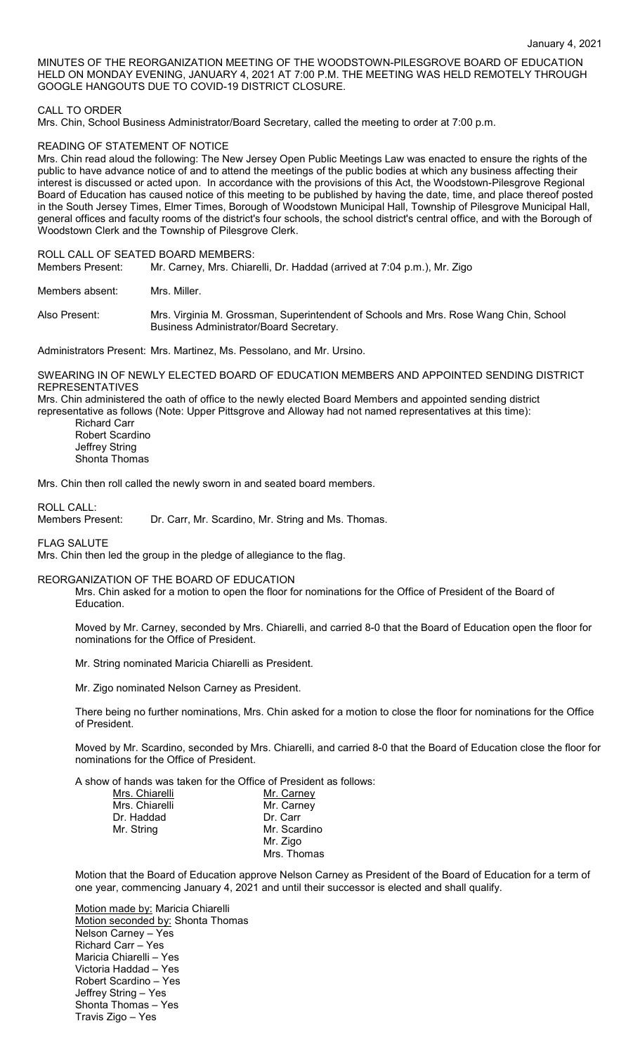January 4, 2021

MINUTES OF THE REORGANIZATION MEETING OF THE WOODSTOWN-PILESGROVE BOARD OF EDUCATION HELD ON MONDAY EVENING, JANUARY 4, 2021 AT 7:00 P.M. THE MEETING WAS HELD REMOTELY THROUGH GOOGLE HANGOUTS DUE TO COVID-19 DISTRICT CLOSURE.

CALL TO ORDER

Mrs. Chin, School Business Administrator/Board Secretary, called the meeting to order at 7:00 p.m.

READING OF STATEMENT OF NOTICE

Mrs. Chin read aloud the following: The New Jersey Open Public Meetings Law was enacted to ensure the rights of the public to have advance notice of and to attend the meetings of the public bodies at which any business affecting their interest is discussed or acted upon. In accordance with the provisions of this Act, the Woodstown-Pilesgrove Regional Board of Education has caused notice of this meeting to be published by having the date, time, and place thereof posted in the South Jersey Times, Elmer Times, Borough of Woodstown Municipal Hall, Township of Pilesgrove Municipal Hall, general offices and faculty rooms of the district's four schools, the school district's central office, and with the Borough of Woodstown Clerk and the Township of Pilesgrove Clerk.

ROLL CALL OF SEATED BOARD MEMBERS:

Members Present: Mr. Carney, Mrs. Chiarelli, Dr. Haddad (arrived at 7:04 p.m.), Mr. Zigo

Members absent: Mrs. Miller.

Also Present: Mrs. Virginia M. Grossman, Superintendent of Schools and Mrs. Rose Wang Chin, School Business Administrator/Board Secretary.

Administrators Present: Mrs. Martinez, Ms. Pessolano, and Mr. Ursino.

SWEARING IN OF NEWLY ELECTED BOARD OF EDUCATION MEMBERS AND APPOINTED SENDING DISTRICT REPRESENTATIVES

Mrs. Chin administered the oath of office to the newly elected Board Members and appointed sending district representative as follows (Note: Upper Pittsgrove and Alloway had not named representatives at this time):

Richard Carr
Robert Scardino
Jeffrey String
Shonta Thomas

Mrs. Chin then roll called the newly sworn in and seated board members.

ROLL CALL:

Members Present: Dr. Carr, Mr. Scardino, Mr. String and Ms. Thomas.

FLAG SALUTE

Mrs. Chin then led the group in the pledge of allegiance to the flag.

REORGANIZATION OF THE BOARD OF EDUCATION

Mrs. Chin asked for a motion to open the floor for nominations for the Office of President of the Board of Education.

Moved by Mr. Carney, seconded by Mrs. Chiarelli, and carried 8-0 that the Board of Education open the floor for nominations for the Office of President.

Mr. String nominated Maricia Chiarelli as President.

Mr. Zigo nominated Nelson Carney as President.

There being no further nominations, Mrs. Chin asked for a motion to close the floor for nominations for the Office of President.

Moved by Mr. Scardino, seconded by Mrs. Chiarelli, and carried 8-0 that the Board of Education close the floor for nominations for the Office of President.

A show of hands was taken for the Office of President as follows:

| Mrs. Chiarelli | Mr. Carney |
|---|---|
| Mrs. Chiarelli | Mr. Carney |
| Dr. Haddad | Dr. Carr |
| Mr. String | Mr. Scardino |
| | Mr. Zigo |
| | Mrs. Thomas |

Motion that the Board of Education approve Nelson Carney as President of the Board of Education for a term of one year, commencing January 4, 2021 and until their successor is elected and shall qualify.

Motion made by: Maricia Chiarelli
Motion seconded by: Shonta Thomas
Nelson Carney – Yes
Richard Carr – Yes
Maricia Chiarelli – Yes
Victoria Haddad – Yes
Robert Scardino – Yes
Jeffrey String – Yes
Shonta Thomas – Yes
Travis Zigo – Yes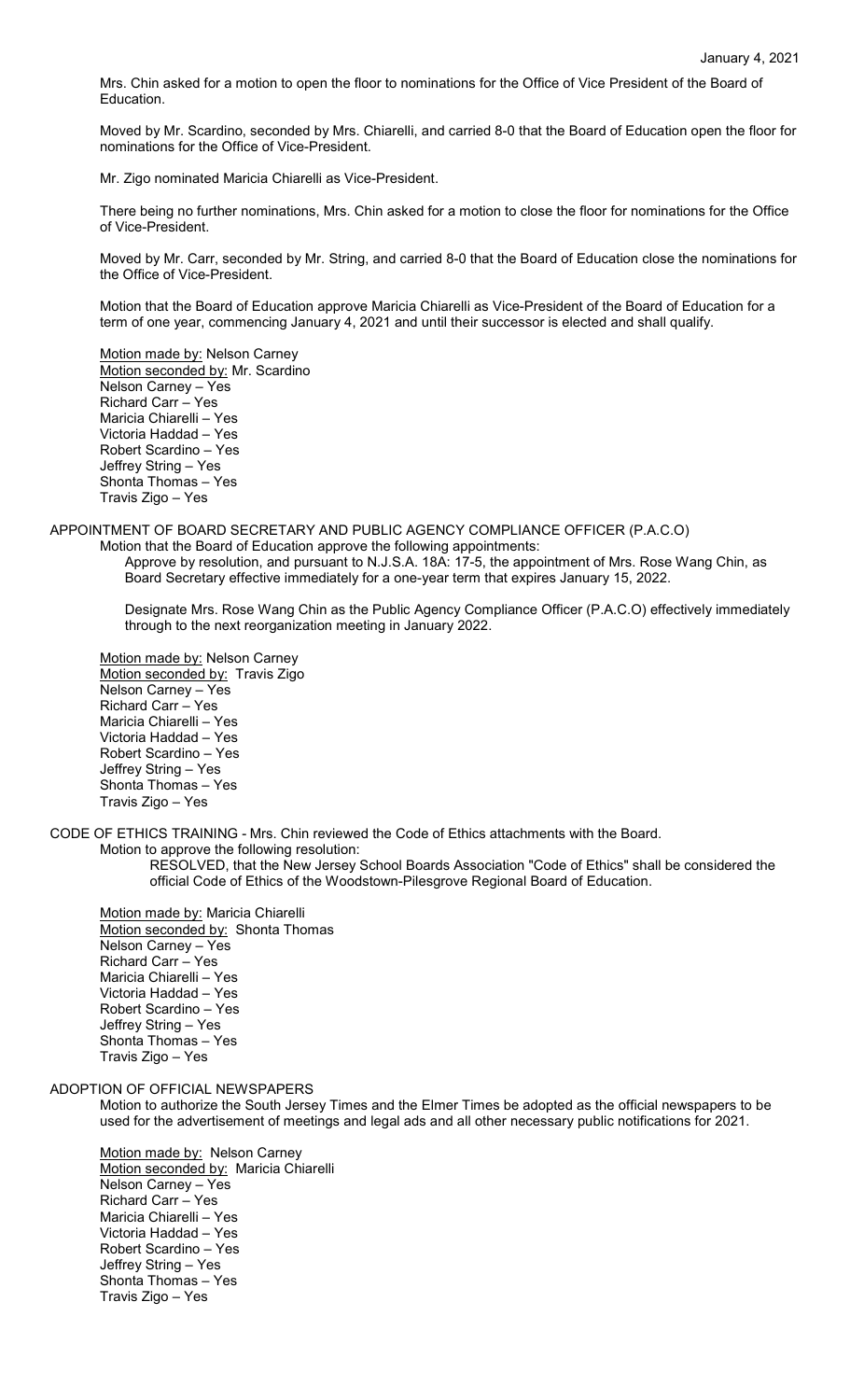Mrs. Chin asked for a motion to open the floor to nominations for the Office of Vice President of the Board of Education.

Moved by Mr. Scardino, seconded by Mrs. Chiarelli, and carried 8-0 that the Board of Education open the floor for nominations for the Office of Vice-President.

Mr. Zigo nominated Maricia Chiarelli as Vice-President.

There being no further nominations, Mrs. Chin asked for a motion to close the floor for nominations for the Office of Vice-President.

Moved by Mr. Carr, seconded by Mr. String, and carried 8-0 that the Board of Education close the nominations for the Office of Vice-President.

Motion that the Board of Education approve Maricia Chiarelli as Vice-President of the Board of Education for a term of one year, commencing January 4, 2021 and until their successor is elected and shall qualify.

Motion made by: Nelson Carney
Motion seconded by: Mr. Scardino
Nelson Carney – Yes
Richard Carr – Yes
Maricia Chiarelli – Yes
Victoria Haddad – Yes
Robert Scardino – Yes
Jeffrey String – Yes
Shonta Thomas – Yes
Travis Zigo – Yes

APPOINTMENT OF BOARD SECRETARY AND PUBLIC AGENCY COMPLIANCE OFFICER (P.A.C.O)

Motion that the Board of Education approve the following appointments:

Approve by resolution, and pursuant to N.J.S.A. 18A: 17-5, the appointment of Mrs. Rose Wang Chin, as Board Secretary effective immediately for a one-year term that expires January 15, 2022.

Designate Mrs. Rose Wang Chin as the Public Agency Compliance Officer (P.A.C.O) effectively immediately through to the next reorganization meeting in January 2022.

Motion made by: Nelson Carney
Motion seconded by: Travis Zigo
Nelson Carney – Yes
Richard Carr – Yes
Maricia Chiarelli – Yes
Victoria Haddad – Yes
Robert Scardino – Yes
Jeffrey String – Yes
Shonta Thomas – Yes
Travis Zigo – Yes

CODE OF ETHICS TRAINING - Mrs. Chin reviewed the Code of Ethics attachments with the Board.

Motion to approve the following resolution:

RESOLVED, that the New Jersey School Boards Association "Code of Ethics" shall be considered the official Code of Ethics of the Woodstown-Pilesgrove Regional Board of Education.

Motion made by: Maricia Chiarelli
Motion seconded by: Shonta Thomas
Nelson Carney – Yes
Richard Carr – Yes
Maricia Chiarelli – Yes
Victoria Haddad – Yes
Robert Scardino – Yes
Jeffrey String – Yes
Shonta Thomas – Yes
Travis Zigo – Yes

ADOPTION OF OFFICIAL NEWSPAPERS

Motion to authorize the South Jersey Times and the Elmer Times be adopted as the official newspapers to be used for the advertisement of meetings and legal ads and all other necessary public notifications for 2021.

Motion made by: Nelson Carney
Motion seconded by: Maricia Chiarelli
Nelson Carney – Yes
Richard Carr – Yes
Maricia Chiarelli – Yes
Victoria Haddad – Yes
Robert Scardino – Yes
Jeffrey String – Yes
Shonta Thomas – Yes
Travis Zigo – Yes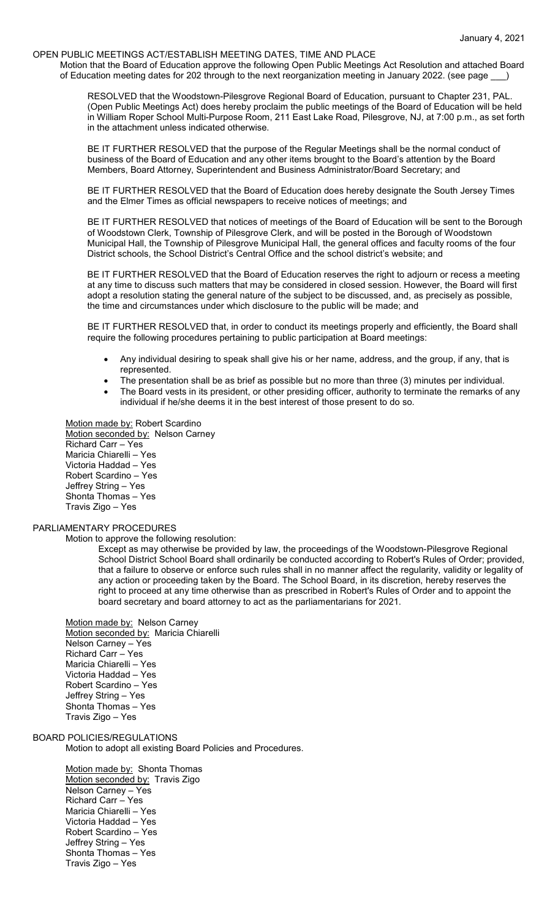January 4, 2021

## OPEN PUBLIC MEETINGS ACT/ESTABLISH MEETING DATES, TIME AND PLACE

Motion that the Board of Education approve the following Open Public Meetings Act Resolution and attached Board of Education meeting dates for 202 through to the next reorganization meeting in January 2022. (see page ___)

RESOLVED that the Woodstown-Pilesgrove Regional Board of Education, pursuant to Chapter 231, PAL. (Open Public Meetings Act) does hereby proclaim the public meetings of the Board of Education will be held in William Roper School Multi-Purpose Room, 211 East Lake Road, Pilesgrove, NJ, at 7:00 p.m., as set forth in the attachment unless indicated otherwise.

BE IT FURTHER RESOLVED that the purpose of the Regular Meetings shall be the normal conduct of business of the Board of Education and any other items brought to the Board's attention by the Board Members, Board Attorney, Superintendent and Business Administrator/Board Secretary; and

BE IT FURTHER RESOLVED that the Board of Education does hereby designate the South Jersey Times and the Elmer Times as official newspapers to receive notices of meetings; and

BE IT FURTHER RESOLVED that notices of meetings of the Board of Education will be sent to the Borough of Woodstown Clerk, Township of Pilesgrove Clerk, and will be posted in the Borough of Woodstown Municipal Hall, the Township of Pilesgrove Municipal Hall, the general offices and faculty rooms of the four District schools, the School District's Central Office and the school district's website; and

BE IT FURTHER RESOLVED that the Board of Education reserves the right to adjourn or recess a meeting at any time to discuss such matters that may be considered in closed session. However, the Board will first adopt a resolution stating the general nature of the subject to be discussed, and, as precisely as possible, the time and circumstances under which disclosure to the public will be made; and

BE IT FURTHER RESOLVED that, in order to conduct its meetings properly and efficiently, the Board shall require the following procedures pertaining to public participation at Board meetings:

- Any individual desiring to speak shall give his or her name, address, and the group, if any, that is represented.
- The presentation shall be as brief as possible but no more than three (3) minutes per individual.
- The Board vests in its president, or other presiding officer, authority to terminate the remarks of any individual if he/she deems it in the best interest of those present to do so.

Motion made by: Robert Scardino
Motion seconded by: Nelson Carney
Richard Carr – Yes
Maricia Chiarelli – Yes
Victoria Haddad – Yes
Robert Scardino – Yes
Jeffrey String – Yes
Shonta Thomas – Yes
Travis Zigo – Yes

## PARLIAMENTARY PROCEDURES

Motion to approve the following resolution:

Except as may otherwise be provided by law, the proceedings of the Woodstown-Pilesgrove Regional School District School Board shall ordinarily be conducted according to Robert's Rules of Order; provided, that a failure to observe or enforce such rules shall in no manner affect the regularity, validity or legality of any action or proceeding taken by the Board. The School Board, in its discretion, hereby reserves the right to proceed at any time otherwise than as prescribed in Robert's Rules of Order and to appoint the board secretary and board attorney to act as the parliamentarians for 2021.

Motion made by: Nelson Carney
Motion seconded by: Maricia Chiarelli
Nelson Carney – Yes
Richard Carr – Yes
Maricia Chiarelli – Yes
Victoria Haddad – Yes
Robert Scardino – Yes
Jeffrey String – Yes
Shonta Thomas – Yes
Travis Zigo – Yes

## BOARD POLICIES/REGULATIONS

Motion to adopt all existing Board Policies and Procedures.

Motion made by: Shonta Thomas
Motion seconded by: Travis Zigo
Nelson Carney – Yes
Richard Carr – Yes
Maricia Chiarelli – Yes
Victoria Haddad – Yes
Robert Scardino – Yes
Jeffrey String – Yes
Shonta Thomas – Yes
Travis Zigo – Yes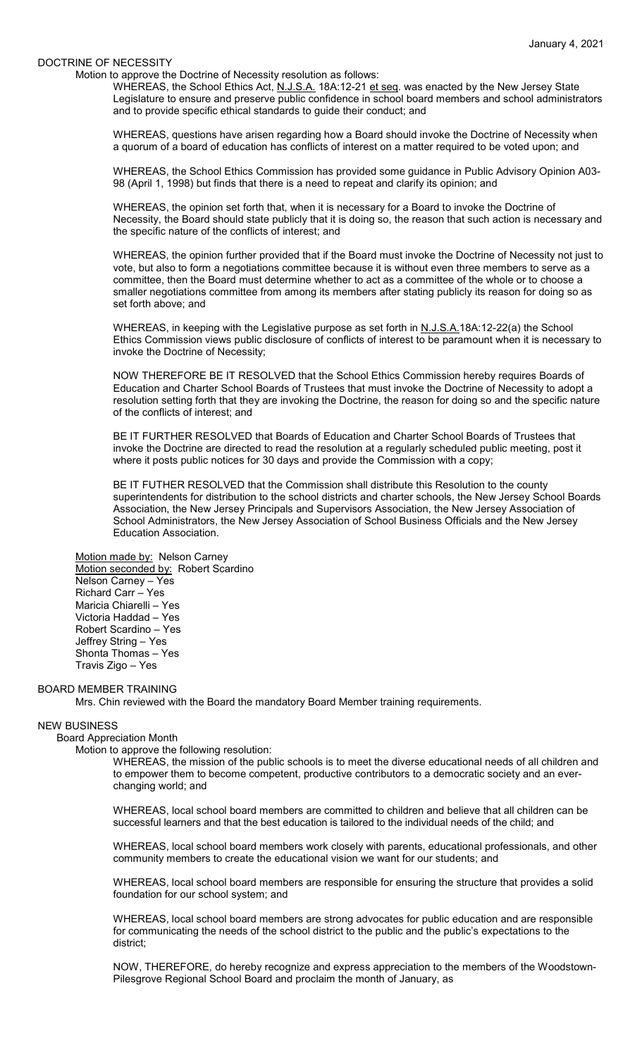## DOCTRINE OF NECESSITY

Motion to approve the Doctrine of Necessity resolution as follows:

WHEREAS, the School Ethics Act, N.J.S.A. 18A:12-21 et seq. was enacted by the New Jersey State Legislature to ensure and preserve public confidence in school board members and school administrators and to provide specific ethical standards to guide their conduct; and

WHEREAS, questions have arisen regarding how a Board should invoke the Doctrine of Necessity when a quorum of a board of education has conflicts of interest on a matter required to be voted upon; and

WHEREAS, the School Ethics Commission has provided some guidance in Public Advisory Opinion A03-98 (April 1, 1998) but finds that there is a need to repeat and clarify its opinion; and

WHEREAS, the opinion set forth that, when it is necessary for a Board to invoke the Doctrine of Necessity, the Board should state publicly that it is doing so, the reason that such action is necessary and the specific nature of the conflicts of interest; and

WHEREAS, the opinion further provided that if the Board must invoke the Doctrine of Necessity not just to vote, but also to form a negotiations committee because it is without even three members to serve as a committee, then the Board must determine whether to act as a committee of the whole or to choose a smaller negotiations committee from among its members after stating publicly its reason for doing so as set forth above; and

WHEREAS, in keeping with the Legislative purpose as set forth in N.J.S.A.18A:12-22(a) the School Ethics Commission views public disclosure of conflicts of interest to be paramount when it is necessary to invoke the Doctrine of Necessity;

NOW THEREFORE BE IT RESOLVED that the School Ethics Commission hereby requires Boards of Education and Charter School Boards of Trustees that must invoke the Doctrine of Necessity to adopt a resolution setting forth that they are invoking the Doctrine, the reason for doing so and the specific nature of the conflicts of interest; and

BE IT FURTHER RESOLVED that Boards of Education and Charter School Boards of Trustees that invoke the Doctrine are directed to read the resolution at a regularly scheduled public meeting, post it where it posts public notices for 30 days and provide the Commission with a copy;

BE IT FUTHER RESOLVED that the Commission shall distribute this Resolution to the county superintendents for distribution to the school districts and charter schools, the New Jersey School Boards Association, the New Jersey Principals and Supervisors Association, the New Jersey Association of School Administrators, the New Jersey Association of School Business Officials and the New Jersey Education Association.

Motion made by: Nelson Carney
Motion seconded by: Robert Scardino
Nelson Carney – Yes
Richard Carr – Yes
Maricia Chiarelli – Yes
Victoria Haddad – Yes
Robert Scardino – Yes
Jeffrey String – Yes
Shonta Thomas – Yes
Travis Zigo – Yes

## BOARD MEMBER TRAINING

Mrs. Chin reviewed with the Board the mandatory Board Member training requirements.

## NEW BUSINESS

Board Appreciation Month

Motion to approve the following resolution:

WHEREAS, the mission of the public schools is to meet the diverse educational needs of all children and to empower them to become competent, productive contributors to a democratic society and an ever-changing world; and

WHEREAS, local school board members are committed to children and believe that all children can be successful learners and that the best education is tailored to the individual needs of the child; and

WHEREAS, local school board members work closely with parents, educational professionals, and other community members to create the educational vision we want for our students; and

WHEREAS, local school board members are responsible for ensuring the structure that provides a solid foundation for our school system; and

WHEREAS, local school board members are strong advocates for public education and are responsible for communicating the needs of the school district to the public and the public's expectations to the district;

NOW, THEREFORE, do hereby recognize and express appreciation to the members of the Woodstown-Pilesgrove Regional School Board and proclaim the month of January, as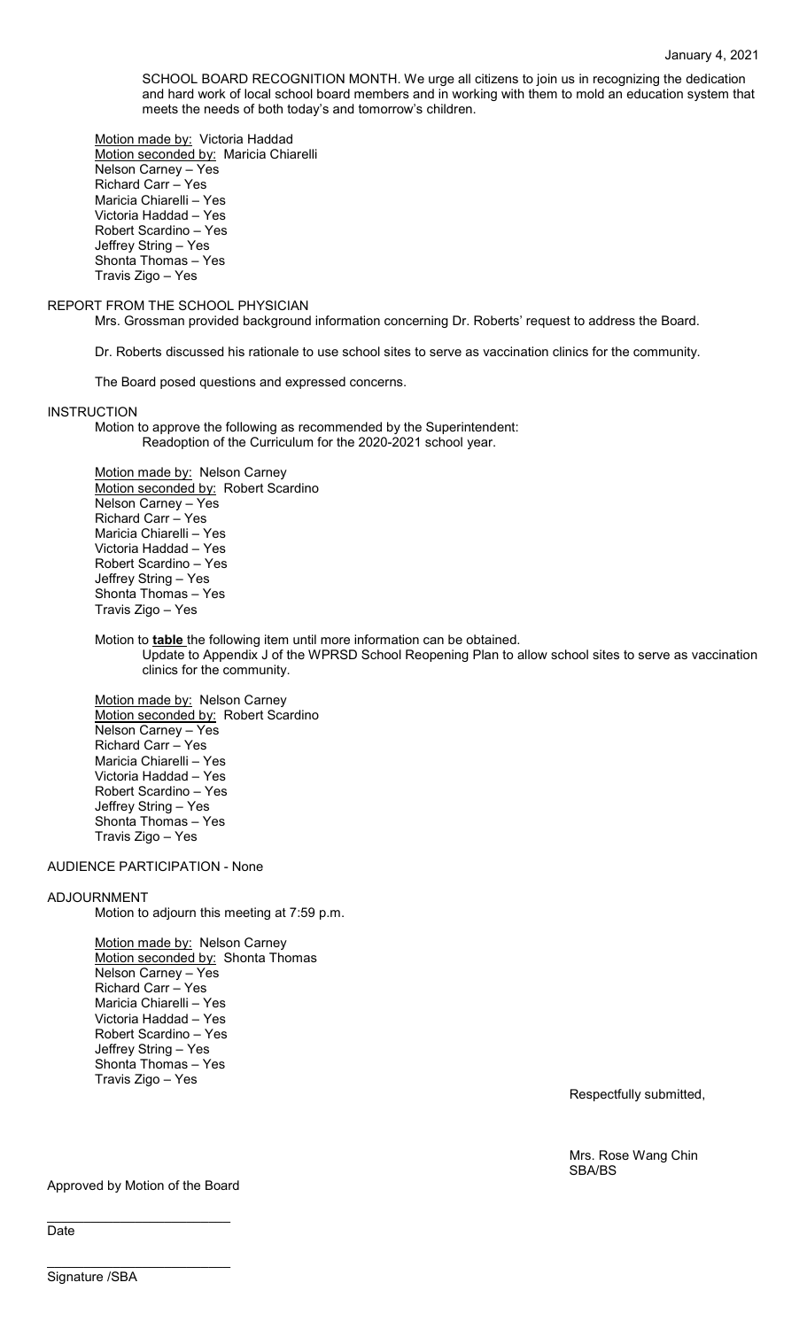SCHOOL BOARD RECOGNITION MONTH. We urge all citizens to join us in recognizing the dedication and hard work of local school board members and in working with them to mold an education system that meets the needs of both today's and tomorrow's children.

Motion made by: Victoria Haddad
Motion seconded by: Maricia Chiarelli
Nelson Carney – Yes
Richard Carr – Yes
Maricia Chiarelli – Yes
Victoria Haddad – Yes
Robert Scardino – Yes
Jeffrey String – Yes
Shonta Thomas – Yes
Travis Zigo – Yes

REPORT FROM THE SCHOOL PHYSICIAN

Mrs. Grossman provided background information concerning Dr. Roberts' request to address the Board.

Dr. Roberts discussed his rationale to use school sites to serve as vaccination clinics for the community.

The Board posed questions and expressed concerns.

INSTRUCTION

Motion to approve the following as recommended by the Superintendent:
Readoption of the Curriculum for the 2020-2021 school year.

Motion made by: Nelson Carney
Motion seconded by: Robert Scardino
Nelson Carney – Yes
Richard Carr – Yes
Maricia Chiarelli – Yes
Victoria Haddad – Yes
Robert Scardino – Yes
Jeffrey String – Yes
Shonta Thomas – Yes
Travis Zigo – Yes

Motion to **table** the following item until more information can be obtained.
Update to Appendix J of the WPRSD School Reopening Plan to allow school sites to serve as vaccination clinics for the community.

Motion made by: Nelson Carney
Motion seconded by: Robert Scardino
Nelson Carney – Yes
Richard Carr – Yes
Maricia Chiarelli – Yes
Victoria Haddad – Yes
Robert Scardino – Yes
Jeffrey String – Yes
Shonta Thomas – Yes
Travis Zigo – Yes

AUDIENCE PARTICIPATION - None

ADJOURNMENT

Motion to adjourn this meeting at 7:59 p.m.

Motion made by: Nelson Carney
Motion seconded by: Shonta Thomas
Nelson Carney – Yes
Richard Carr – Yes
Maricia Chiarelli – Yes
Victoria Haddad – Yes
Robert Scardino – Yes
Jeffrey String – Yes
Shonta Thomas – Yes
Travis Zigo – Yes

Respectfully submitted,

Mrs. Rose Wang Chin
SBA/BS

Approved by Motion of the Board

Date

Signature /SBA